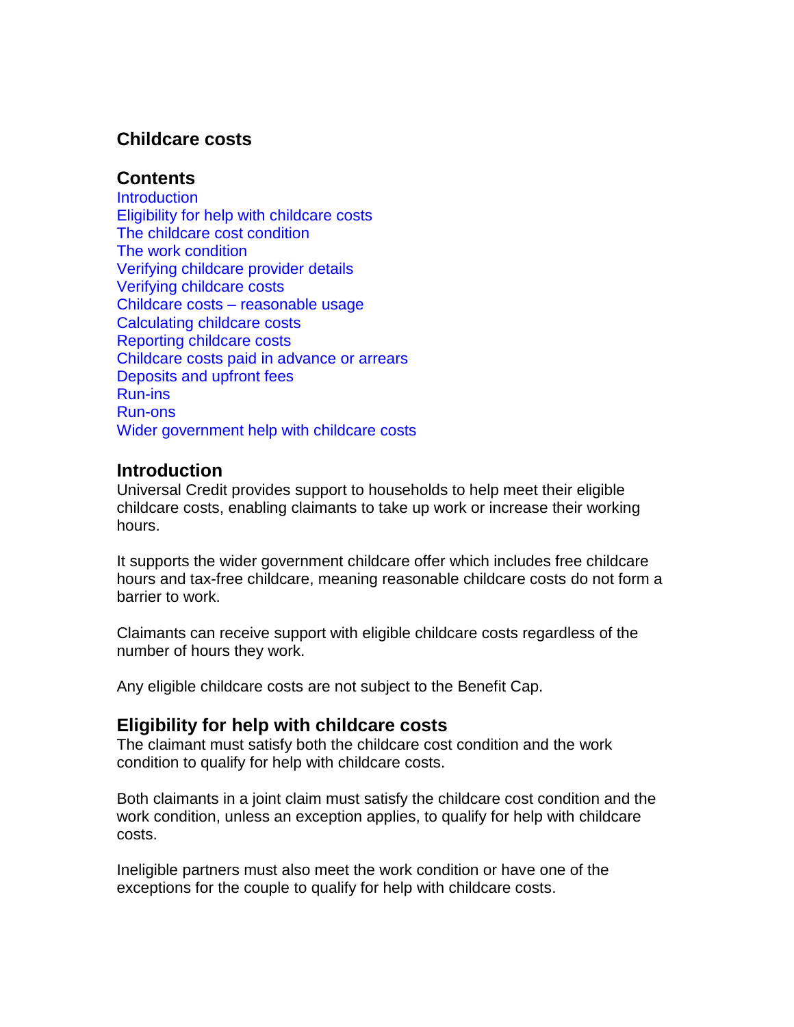# Childcare costs

## Contents

Introduction
Eligibility for help with childcare costs
The childcare cost condition
The work condition
Verifying childcare provider details
Verifying childcare costs
Childcare costs – reasonable usage
Calculating childcare costs
Reporting childcare costs
Childcare costs paid in advance or arrears
Deposits and upfront fees
Run-ins
Run-ons
Wider government help with childcare costs

## Introduction

Universal Credit provides support to households to help meet their eligible childcare costs, enabling claimants to take up work or increase their working hours.

It supports the wider government childcare offer which includes free childcare hours and tax-free childcare, meaning reasonable childcare costs do not form a barrier to work.

Claimants can receive support with eligible childcare costs regardless of the number of hours they work.

Any eligible childcare costs are not subject to the Benefit Cap.

## Eligibility for help with childcare costs

The claimant must satisfy both the childcare cost condition and the work condition to qualify for help with childcare costs.

Both claimants in a joint claim must satisfy the childcare cost condition and the work condition, unless an exception applies, to qualify for help with childcare costs.

Ineligible partners must also meet the work condition or have one of the exceptions for the couple to qualify for help with childcare costs.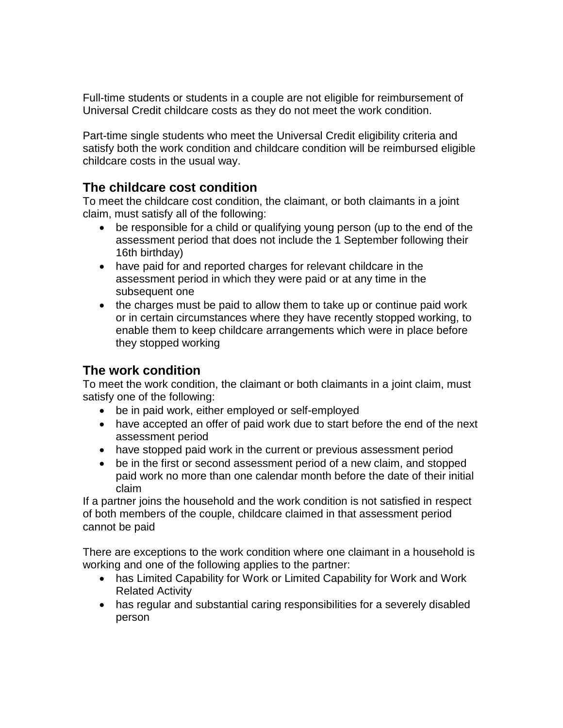Full-time students or students in a couple are not eligible for reimbursement of Universal Credit childcare costs as they do not meet the work condition.

Part-time single students who meet the Universal Credit eligibility criteria and satisfy both the work condition and childcare condition will be reimbursed eligible childcare costs in the usual way.

## The childcare cost condition

To meet the childcare cost condition, the claimant, or both claimants in a joint claim, must satisfy all of the following:

- be responsible for a child or qualifying young person (up to the end of the assessment period that does not include the 1 September following their 16th birthday)
- have paid for and reported charges for relevant childcare in the assessment period in which they were paid or at any time in the subsequent one
- the charges must be paid to allow them to take up or continue paid work or in certain circumstances where they have recently stopped working, to enable them to keep childcare arrangements which were in place before they stopped working

## The work condition

To meet the work condition, the claimant or both claimants in a joint claim, must satisfy one of the following:

- be in paid work, either employed or self-employed
- have accepted an offer of paid work due to start before the end of the next assessment period
- have stopped paid work in the current or previous assessment period
- be in the first or second assessment period of a new claim, and stopped paid work no more than one calendar month before the date of their initial claim

If a partner joins the household and the work condition is not satisfied in respect of both members of the couple, childcare claimed in that assessment period cannot be paid

There are exceptions to the work condition where one claimant in a household is working and one of the following applies to the partner:

- has Limited Capability for Work or Limited Capability for Work and Work Related Activity
- has regular and substantial caring responsibilities for a severely disabled person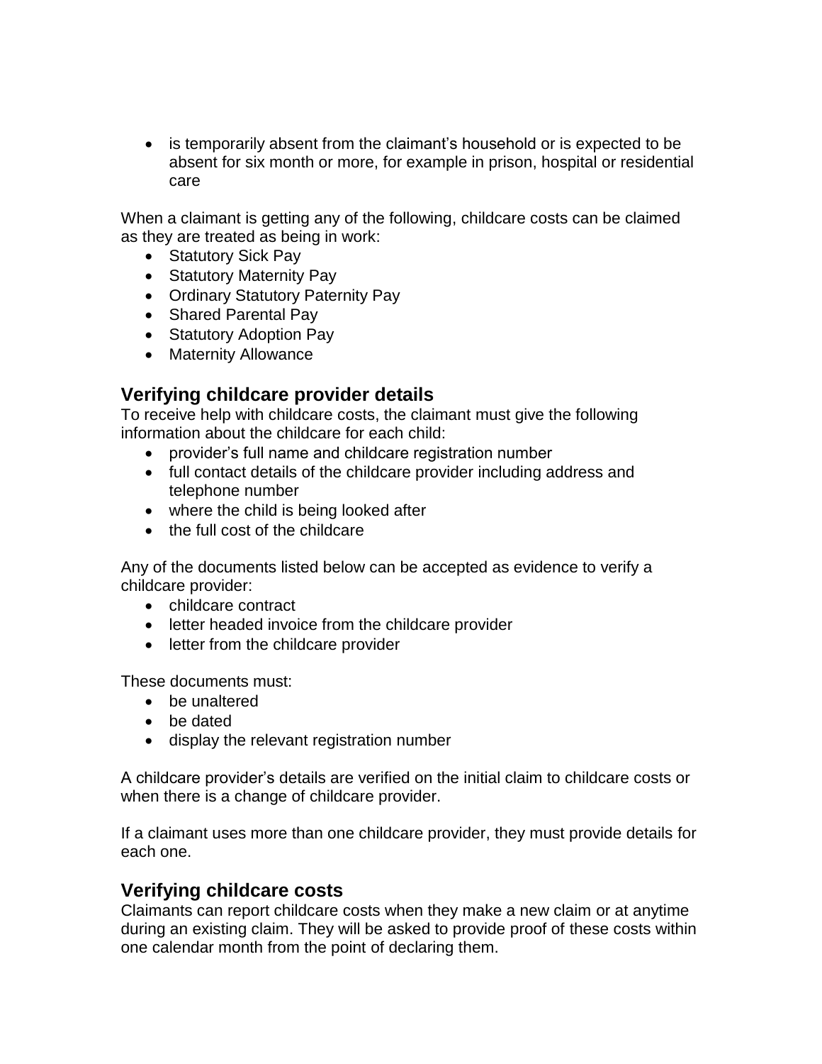- is temporarily absent from the claimant's household or is expected to be absent for six month or more, for example in prison, hospital or residential care

When a claimant is getting any of the following, childcare costs can be claimed as they are treated as being in work:

- Statutory Sick Pay
- Statutory Maternity Pay
- Ordinary Statutory Paternity Pay
- Shared Parental Pay
- Statutory Adoption Pay
- Maternity Allowance

## Verifying childcare provider details

To receive help with childcare costs, the claimant must give the following information about the childcare for each child:

- provider's full name and childcare registration number
- full contact details of the childcare provider including address and telephone number
- where the child is being looked after
- the full cost of the childcare

Any of the documents listed below can be accepted as evidence to verify a childcare provider:

- childcare contract
- letter headed invoice from the childcare provider
- letter from the childcare provider

These documents must:

- be unaltered
- be dated
- display the relevant registration number

A childcare provider's details are verified on the initial claim to childcare costs or when there is a change of childcare provider.

If a claimant uses more than one childcare provider, they must provide details for each one.

## Verifying childcare costs

Claimants can report childcare costs when they make a new claim or at anytime during an existing claim. They will be asked to provide proof of these costs within one calendar month from the point of declaring them.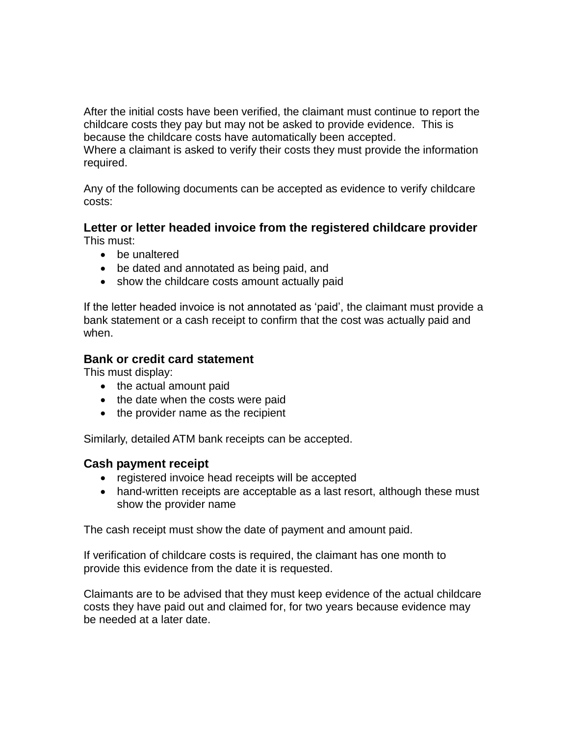After the initial costs have been verified, the claimant must continue to report the childcare costs they pay but may not be asked to provide evidence. This is because the childcare costs have automatically been accepted.
Where a claimant is asked to verify their costs they must provide the information required.

Any of the following documents can be accepted as evidence to verify childcare costs:

### Letter or letter headed invoice from the registered childcare provider

This must:

- be unaltered
- be dated and annotated as being paid, and
- show the childcare costs amount actually paid

If the letter headed invoice is not annotated as 'paid', the claimant must provide a bank statement or a cash receipt to confirm that the cost was actually paid and when.

### Bank or credit card statement

This must display:

- the actual amount paid
- the date when the costs were paid
- the provider name as the recipient

Similarly, detailed ATM bank receipts can be accepted.

### Cash payment receipt

- registered invoice head receipts will be accepted
- hand-written receipts are acceptable as a last resort, although these must show the provider name

The cash receipt must show the date of payment and amount paid.

If verification of childcare costs is required, the claimant has one month to provide this evidence from the date it is requested.

Claimants are to be advised that they must keep evidence of the actual childcare costs they have paid out and claimed for, for two years because evidence may be needed at a later date.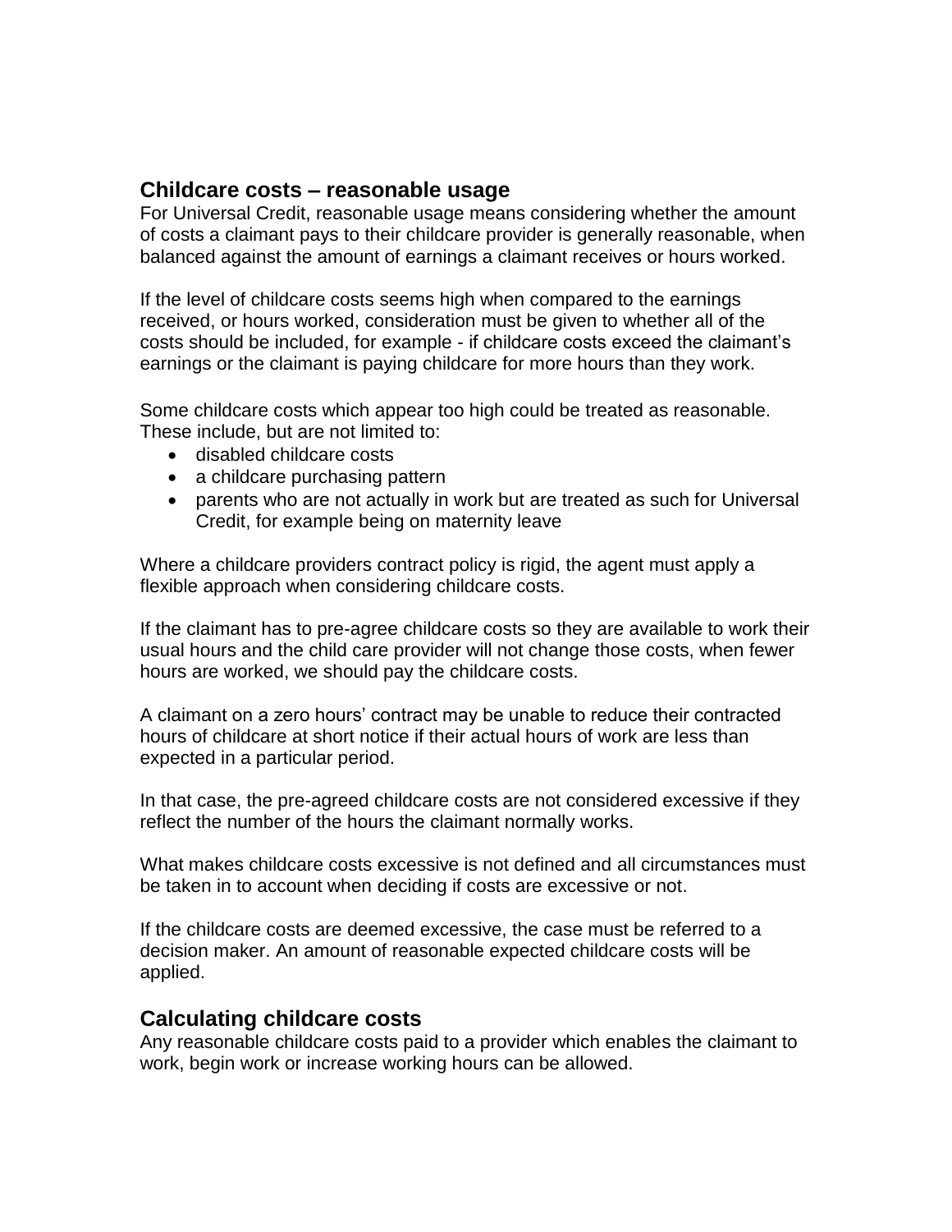## Childcare costs – reasonable usage

For Universal Credit, reasonable usage means considering whether the amount of costs a claimant pays to their childcare provider is generally reasonable, when balanced against the amount of earnings a claimant receives or hours worked.

If the level of childcare costs seems high when compared to the earnings received, or hours worked, consideration must be given to whether all of the costs should be included, for example - if childcare costs exceed the claimant's earnings or the claimant is paying childcare for more hours than they work.

Some childcare costs which appear too high could be treated as reasonable. These include, but are not limited to:

- disabled childcare costs
- a childcare purchasing pattern
- parents who are not actually in work but are treated as such for Universal Credit, for example being on maternity leave

Where a childcare providers contract policy is rigid, the agent must apply a flexible approach when considering childcare costs.

If the claimant has to pre-agree childcare costs so they are available to work their usual hours and the child care provider will not change those costs, when fewer hours are worked, we should pay the childcare costs.

A claimant on a zero hours' contract may be unable to reduce their contracted hours of childcare at short notice if their actual hours of work are less than expected in a particular period.

In that case, the pre-agreed childcare costs are not considered excessive if they reflect the number of the hours the claimant normally works.

What makes childcare costs excessive is not defined and all circumstances must be taken in to account when deciding if costs are excessive or not.

If the childcare costs are deemed excessive, the case must be referred to a decision maker. An amount of reasonable expected childcare costs will be applied.

## Calculating childcare costs

Any reasonable childcare costs paid to a provider which enables the claimant to work, begin work or increase working hours can be allowed.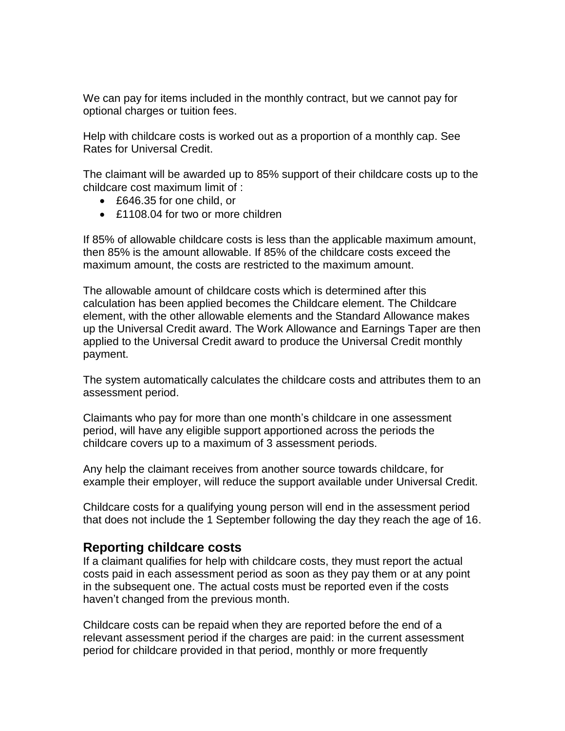We can pay for items included in the monthly contract, but we cannot pay for optional charges or tuition fees.

Help with childcare costs is worked out as a proportion of a monthly cap. See Rates for Universal Credit.

The claimant will be awarded up to 85% support of their childcare costs up to the childcare cost maximum limit of :

- £646.35 for one child, or
- £1108.04 for two or more children

If 85% of allowable childcare costs is less than the applicable maximum amount, then 85% is the amount allowable. If 85% of the childcare costs exceed the maximum amount, the costs are restricted to the maximum amount.

The allowable amount of childcare costs which is determined after this calculation has been applied becomes the Childcare element. The Childcare element, with the other allowable elements and the Standard Allowance makes up the Universal Credit award. The Work Allowance and Earnings Taper are then applied to the Universal Credit award to produce the Universal Credit monthly payment.

The system automatically calculates the childcare costs and attributes them to an assessment period.

Claimants who pay for more than one month's childcare in one assessment period, will have any eligible support apportioned across the periods the childcare covers up to a maximum of 3 assessment periods.

Any help the claimant receives from another source towards childcare, for example their employer, will reduce the support available under Universal Credit.

Childcare costs for a qualifying young person will end in the assessment period that does not include the 1 September following the day they reach the age of 16.

## Reporting childcare costs

If a claimant qualifies for help with childcare costs, they must report the actual costs paid in each assessment period as soon as they pay them or at any point in the subsequent one. The actual costs must be reported even if the costs haven't changed from the previous month.

Childcare costs can be repaid when they are reported before the end of a relevant assessment period if the charges are paid: in the current assessment period for childcare provided in that period, monthly or more frequently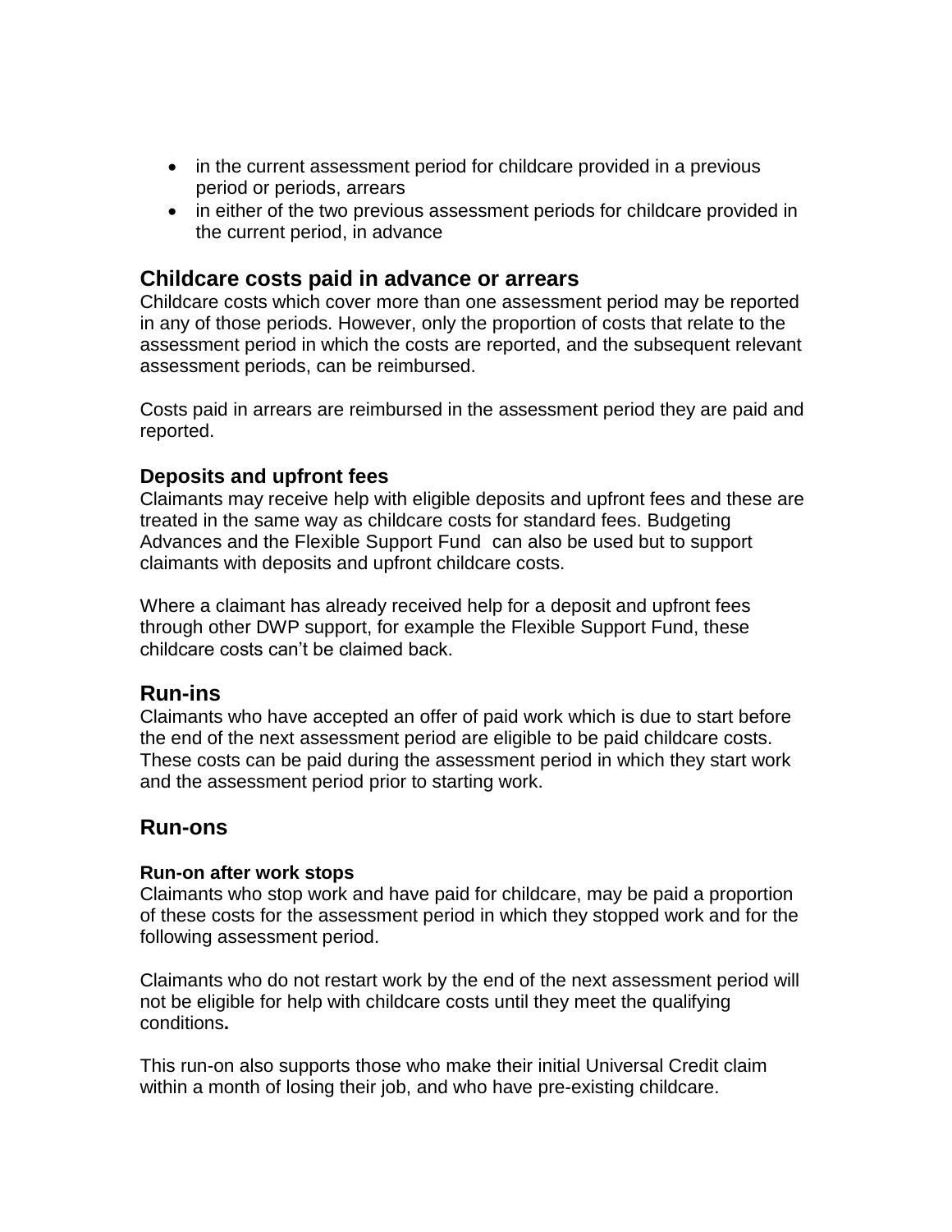- in the current assessment period for childcare provided in a previous period or periods, arrears
- in either of the two previous assessment periods for childcare provided in the current period, in advance

## Childcare costs paid in advance or arrears

Childcare costs which cover more than one assessment period may be reported in any of those periods. However, only the proportion of costs that relate to the assessment period in which the costs are reported, and the subsequent relevant assessment periods, can be reimbursed.

Costs paid in arrears are reimbursed in the assessment period they are paid and reported.

### Deposits and upfront fees

Claimants may receive help with eligible deposits and upfront fees and these are treated in the same way as childcare costs for standard fees. Budgeting Advances and the Flexible Support Fund can also be used but to support claimants with deposits and upfront childcare costs.

Where a claimant has already received help for a deposit and upfront fees through other DWP support, for example the Flexible Support Fund, these childcare costs can't be claimed back.

## Run-ins

Claimants who have accepted an offer of paid work which is due to start before the end of the next assessment period are eligible to be paid childcare costs. These costs can be paid during the assessment period in which they start work and the assessment period prior to starting work.

## Run-ons

#### Run-on after work stops

Claimants who stop work and have paid for childcare, may be paid a proportion of these costs for the assessment period in which they stopped work and for the following assessment period.

Claimants who do not restart work by the end of the next assessment period will not be eligible for help with childcare costs until they meet the qualifying conditions**.**

This run-on also supports those who make their initial Universal Credit claim within a month of losing their job, and who have pre-existing childcare.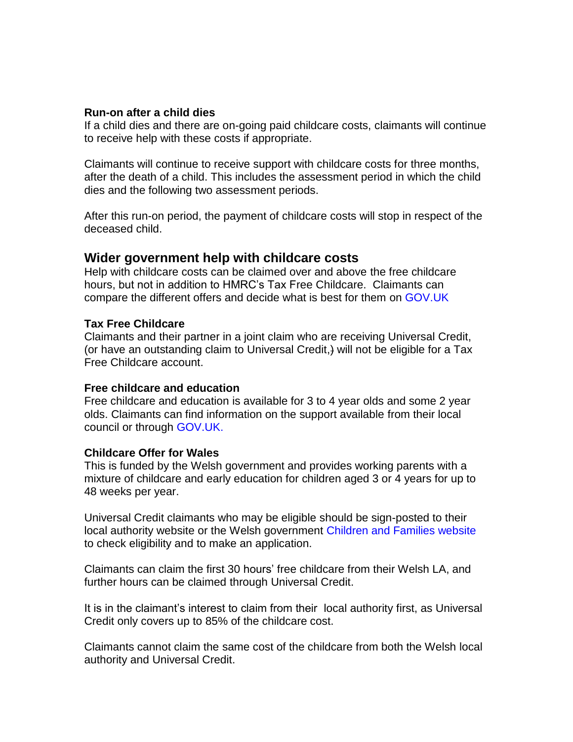### Run-on after a child dies

If a child dies and there are on-going paid childcare costs, claimants will continue to receive help with these costs if appropriate.

Claimants will continue to receive support with childcare costs for three months, after the death of a child. This includes the assessment period in which the child dies and the following two assessment periods.

After this run-on period, the payment of childcare costs will stop in respect of the deceased child.

## Wider government help with childcare costs

Help with childcare costs can be claimed over and above the free childcare hours, but not in addition to HMRC's Tax Free Childcare. Claimants can compare the different offers and decide what is best for them on GOV.UK

### Tax Free Childcare

Claimants and their partner in a joint claim who are receiving Universal Credit, (or have an outstanding claim to Universal Credit,) will not be eligible for a Tax Free Childcare account.

### Free childcare and education

Free childcare and education is available for 3 to 4 year olds and some 2 year olds. Claimants can find information on the support available from their local council or through GOV.UK.

### Childcare Offer for Wales

This is funded by the Welsh government and provides working parents with a mixture of childcare and early education for children aged 3 or 4 years for up to 48 weeks per year.

Universal Credit claimants who may be eligible should be sign-posted to their local authority website or the Welsh government Children and Families website to check eligibility and to make an application.

Claimants can claim the first 30 hours' free childcare from their Welsh LA, and further hours can be claimed through Universal Credit.

It is in the claimant's interest to claim from their local authority first, as Universal Credit only covers up to 85% of the childcare cost.

Claimants cannot claim the same cost of the childcare from both the Welsh local authority and Universal Credit.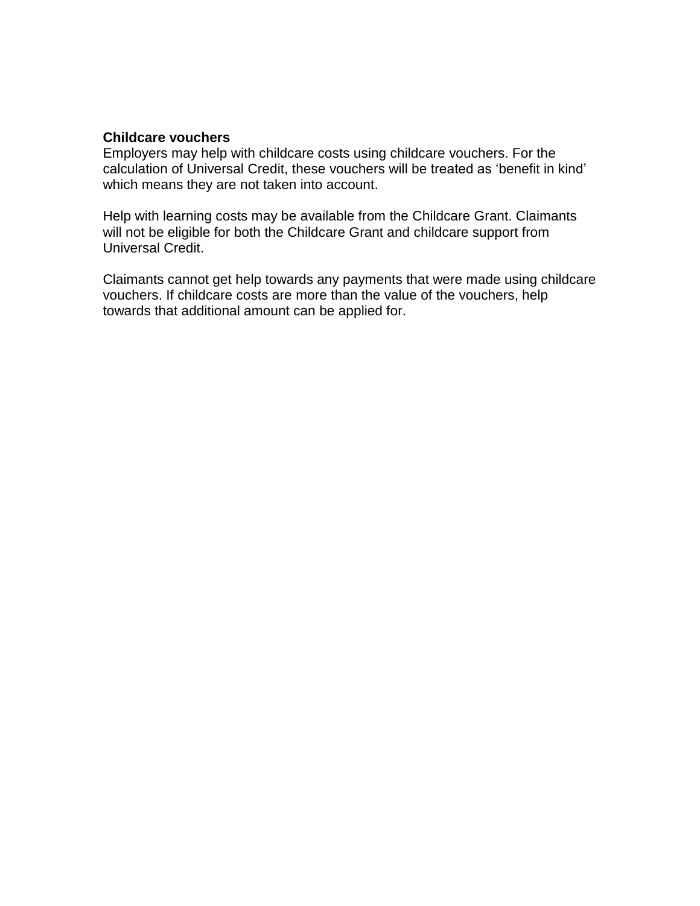**Childcare vouchers**

Employers may help with childcare costs using childcare vouchers. For the calculation of Universal Credit, these vouchers will be treated as ‘benefit in kind’ which means they are not taken into account.

Help with learning costs may be available from the Childcare Grant. Claimants will not be eligible for both the Childcare Grant and childcare support from Universal Credit.

Claimants cannot get help towards any payments that were made using childcare vouchers. If childcare costs are more than the value of the vouchers, help towards that additional amount can be applied for.